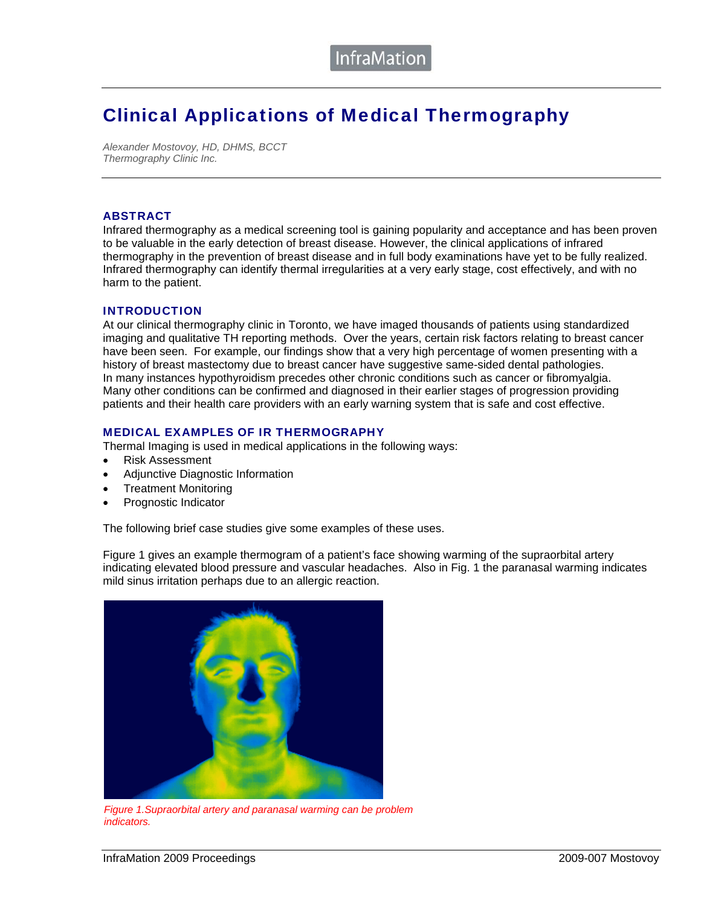# Clinical Applications of Medical Thermography

*Alexander Mostovoy, HD, DHMS, BCCT*
*Thermography Clinic Inc.*

## ABSTRACT

Infrared thermography as a medical screening tool is gaining popularity and acceptance and has been proven to be valuable in the early detection of breast disease. However, the clinical applications of infrared thermography in the prevention of breast disease and in full body examinations have yet to be fully realized. Infrared thermography can identify thermal irregularities at a very early stage, cost effectively, and with no harm to the patient.

## INTRODUCTION

At our clinical thermography clinic in Toronto, we have imaged thousands of patients using standardized imaging and qualitative TH reporting methods. Over the years, certain risk factors relating to breast cancer have been seen. For example, our findings show that a very high percentage of women presenting with a history of breast mastectomy due to breast cancer have suggestive same-sided dental pathologies. In many instances hypothyroidism precedes other chronic conditions such as cancer or fibromyalgia. Many other conditions can be confirmed and diagnosed in their earlier stages of progression providing patients and their health care providers with an early warning system that is safe and cost effective.

## MEDICAL EXAMPLES OF IR THERMOGRAPHY

Thermal Imaging is used in medical applications in the following ways:

- Risk Assessment
- Adjunctive Diagnostic Information
- Treatment Monitoring
- Prognostic Indicator

The following brief case studies give some examples of these uses.

Figure 1 gives an example thermogram of a patient's face showing warming of the supraorbital artery indicating elevated blood pressure and vascular headaches. Also in Fig. 1 the paranasal warming indicates mild sinus irritation perhaps due to an allergic reaction.

*Figure 1.Supraorbital artery and paranasal warming can be problem indicators.*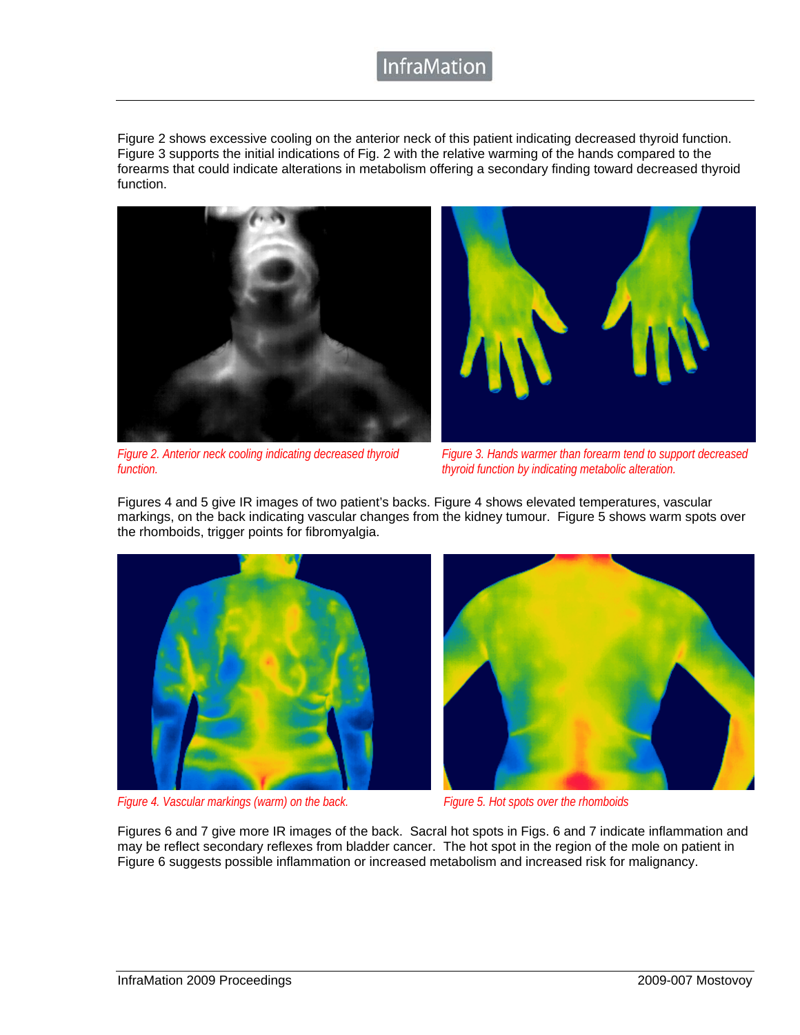Figure 2 shows excessive cooling on the anterior neck of this patient indicating decreased thyroid function. Figure 3 supports the initial indications of Fig. 2 with the relative warming of the hands compared to the forearms that could indicate alterations in metabolism offering a secondary finding toward decreased thyroid function.

*Figure 2. Anterior neck cooling indicating decreased thyroid function.*

*Figure 3. Hands warmer than forearm tend to support decreased thyroid function by indicating metabolic alteration.*

Figures 4 and 5 give IR images of two patient's backs. Figure 4 shows elevated temperatures, vascular markings, on the back indicating vascular changes from the kidney tumour. Figure 5 shows warm spots over the rhomboids, trigger points for fibromyalgia.

*Figure 4. Vascular markings (warm) on the back.*

*Figure 5. Hot spots over the rhomboids*

Figures 6 and 7 give more IR images of the back. Sacral hot spots in Figs. 6 and 7 indicate inflammation and may be reflect secondary reflexes from bladder cancer. The hot spot in the region of the mole on patient in Figure 6 suggests possible inflammation or increased metabolism and increased risk for malignancy.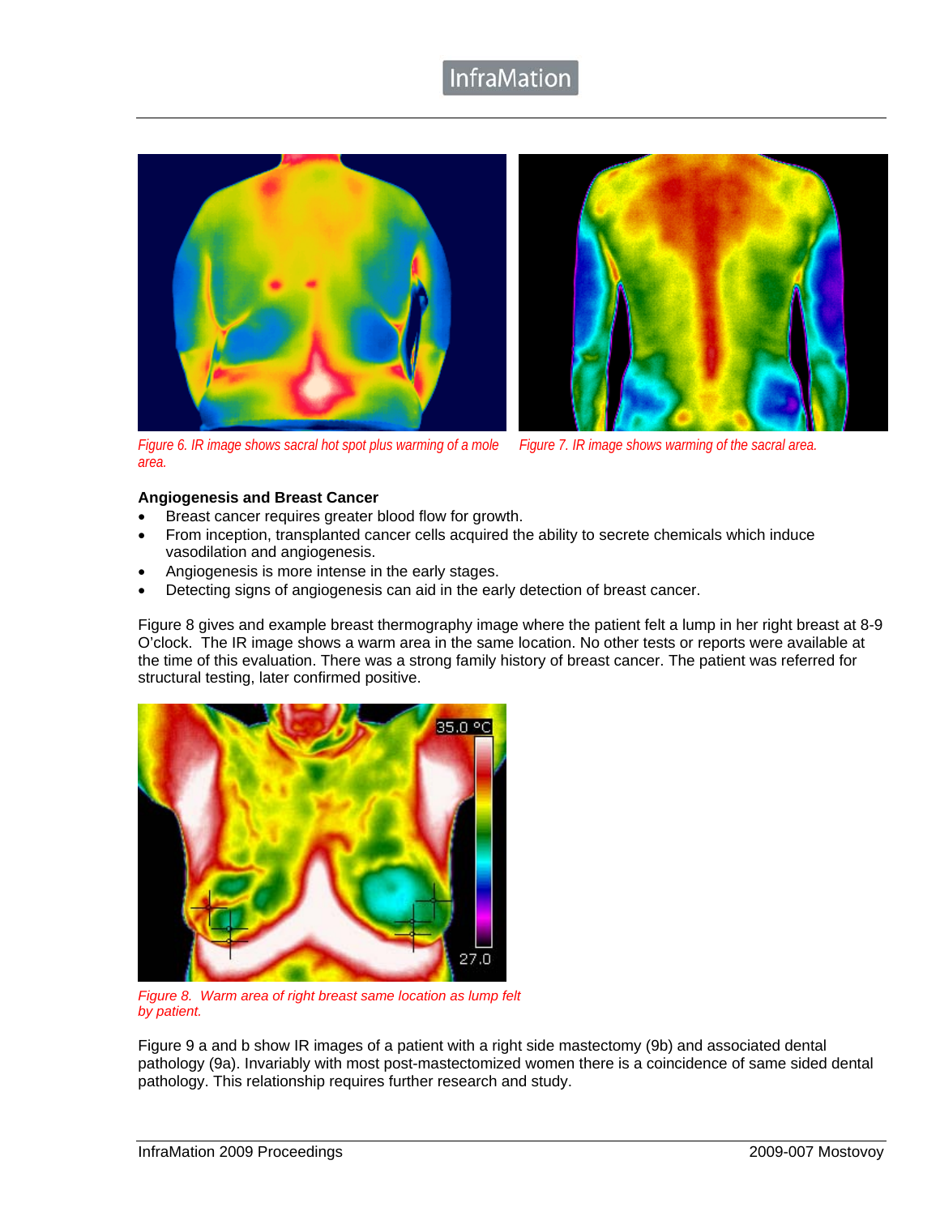*Figure 6. IR image shows sacral hot spot plus warming of a mole area.*

*Figure 7. IR image shows warming of the sacral area.*

**Angiogenesis and Breast Cancer**

- Breast cancer requires greater blood flow for growth.
- From inception, transplanted cancer cells acquired the ability to secrete chemicals which induce vasodilation and angiogenesis.
- Angiogenesis is more intense in the early stages.
- Detecting signs of angiogenesis can aid in the early detection of breast cancer.

Figure 8 gives and example breast thermography image where the patient felt a lump in her right breast at 8-9 O'clock. The IR image shows a warm area in the same location. No other tests or reports were available at the time of this evaluation. There was a strong family history of breast cancer. The patient was referred for structural testing, later confirmed positive.

*Figure 8. Warm area of right breast same location as lump felt by patient.*

Figure 9 a and b show IR images of a patient with a right side mastectomy (9b) and associated dental pathology (9a). Invariably with most post-mastectomized women there is a coincidence of same sided dental pathology. This relationship requires further research and study.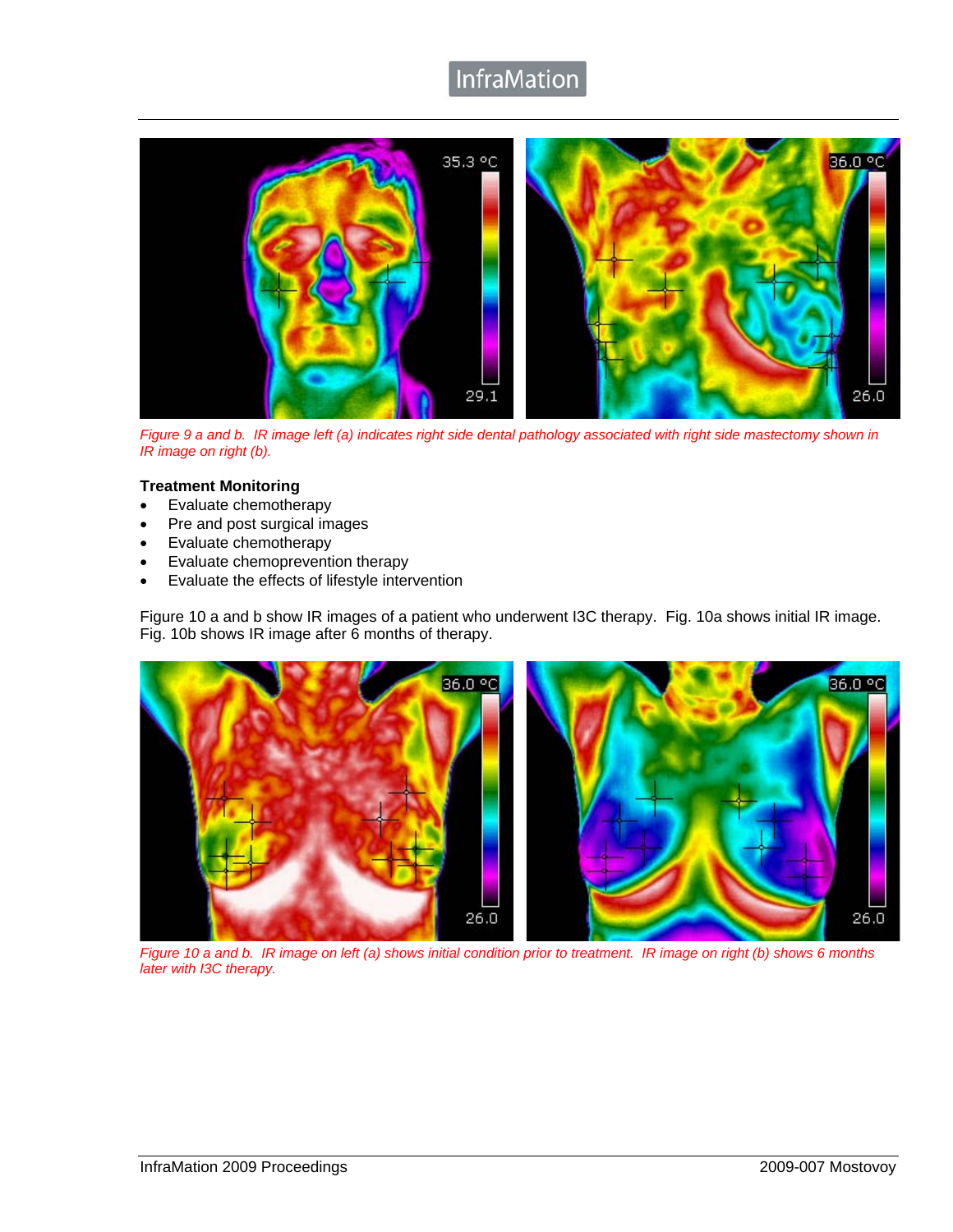Figure 9 a and b. IR image left (a) indicates right side dental pathology associated with right side mastectomy shown in IR image on right (b).

**Treatment Monitoring**

- Evaluate chemotherapy
- Pre and post surgical images
- Evaluate chemotherapy
- Evaluate chemoprevention therapy
- Evaluate the effects of lifestyle intervention

Figure 10 a and b show IR images of a patient who underwent I3C therapy. Fig. 10a shows initial IR image. Fig. 10b shows IR image after 6 months of therapy.

Figure 10 a and b. IR image on left (a) shows initial condition prior to treatment. IR image on right (b) shows 6 months later with I3C therapy.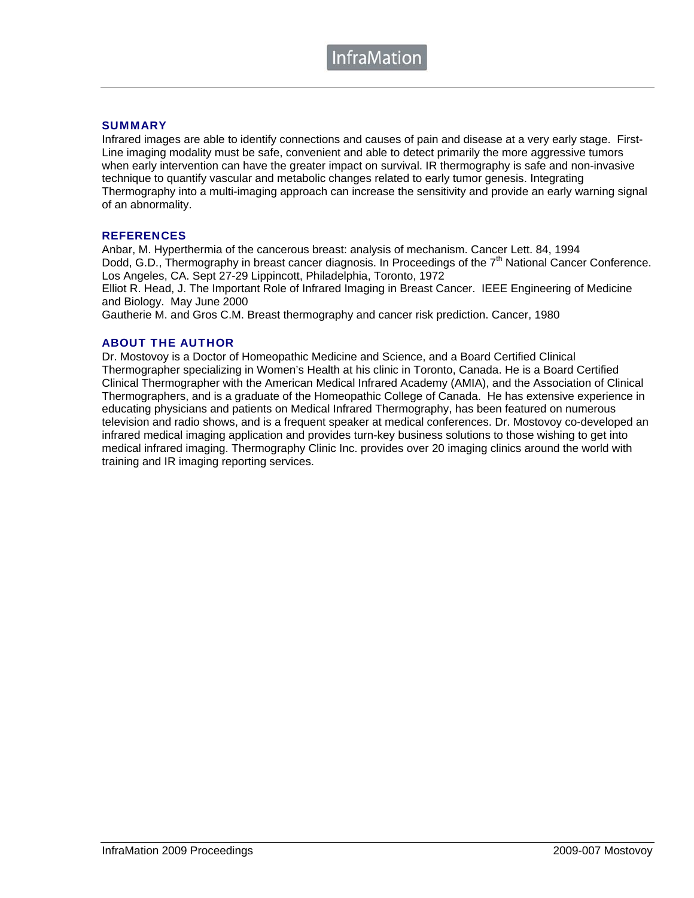## SUMMARY

Infrared images are able to identify connections and causes of pain and disease at a very early stage. First-Line imaging modality must be safe, convenient and able to detect primarily the more aggressive tumors when early intervention can have the greater impact on survival. IR thermography is safe and non-invasive technique to quantify vascular and metabolic changes related to early tumor genesis. Integrating Thermography into a multi-imaging approach can increase the sensitivity and provide an early warning signal of an abnormality.

## REFERENCES

Anbar, M. Hyperthermia of the cancerous breast: analysis of mechanism. Cancer Lett. 84, 1994
Dodd, G.D., Thermography in breast cancer diagnosis. In Proceedings of the 7th National Cancer Conference. Los Angeles, CA. Sept 27-29 Lippincott, Philadelphia, Toronto, 1972
Elliot R. Head, J. The Important Role of Infrared Imaging in Breast Cancer. IEEE Engineering of Medicine and Biology. May June 2000
Gautherie M. and Gros C.M. Breast thermography and cancer risk prediction. Cancer, 1980

## ABOUT THE AUTHOR

Dr. Mostovoy is a Doctor of Homeopathic Medicine and Science, and a Board Certified Clinical Thermographer specializing in Women's Health at his clinic in Toronto, Canada. He is a Board Certified Clinical Thermographer with the American Medical Infrared Academy (AMIA), and the Association of Clinical Thermographers, and is a graduate of the Homeopathic College of Canada. He has extensive experience in educating physicians and patients on Medical Infrared Thermography, has been featured on numerous television and radio shows, and is a frequent speaker at medical conferences. Dr. Mostovoy co-developed an infrared medical imaging application and provides turn-key business solutions to those wishing to get into medical infrared imaging. Thermography Clinic Inc. provides over 20 imaging clinics around the world with training and IR imaging reporting services.